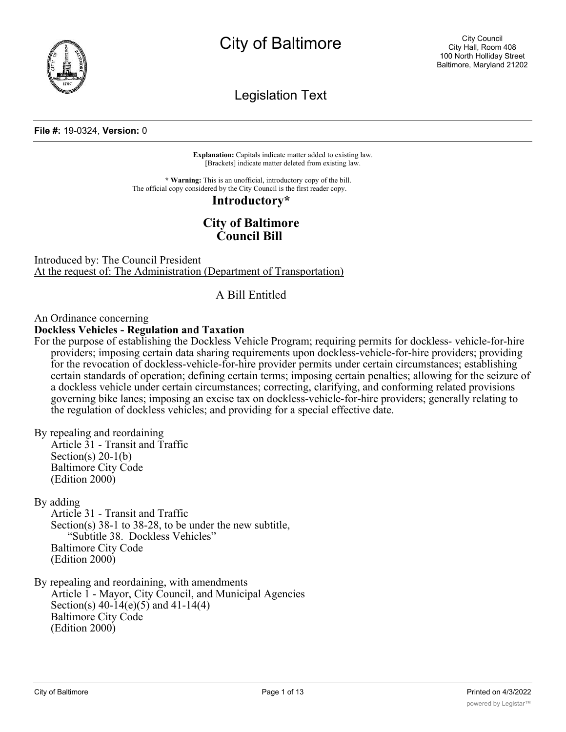# City of Baltimore

City Council
City Hall, Room 408
100 North Holliday Street
Baltimore, Maryland 21202

## Legislation Text

**File #:** 19-0324, **Version:** 0

**Explanation:** Capitals indicate matter added to existing law.
[Brackets] indicate matter deleted from existing law.

**\* Warning:** This is an unofficial, introductory copy of the bill.
The official copy considered by the City Council is the first reader copy.

**Introductory\***

**City of Baltimore**
**Council Bill**

Introduced by: The Council President
At the request of: The Administration (Department of Transportation)

A Bill Entitled

An Ordinance concerning
**Dockless Vehicles - Regulation and Taxation**
For the purpose of establishing the Dockless Vehicle Program; requiring permits for dockless- vehicle-for-hire providers; imposing certain data sharing requirements upon dockless-vehicle-for-hire providers; providing for the revocation of dockless-vehicle-for-hire provider permits under certain circumstances; establishing certain standards of operation; defining certain terms; imposing certain penalties; allowing for the seizure of a dockless vehicle under certain circumstances; correcting, clarifying, and conforming related provisions governing bike lanes; imposing an excise tax on dockless-vehicle-for-hire providers; generally relating to the regulation of dockless vehicles; and providing for a special effective date.

By repealing and reordaining
Article 31 - Transit and Traffic
Section(s) 20-1(b)
Baltimore City Code
(Edition 2000)

By adding
Article 31 - Transit and Traffic
Section(s) 38-1 to 38-28, to be under the new subtitle,
"Subtitle 38. Dockless Vehicles"
Baltimore City Code
(Edition 2000)

By repealing and reordaining, with amendments
Article 1 - Mayor, City Council, and Municipal Agencies
Section(s) 40-14(e)(5) and 41-14(4)
Baltimore City Code
(Edition 2000)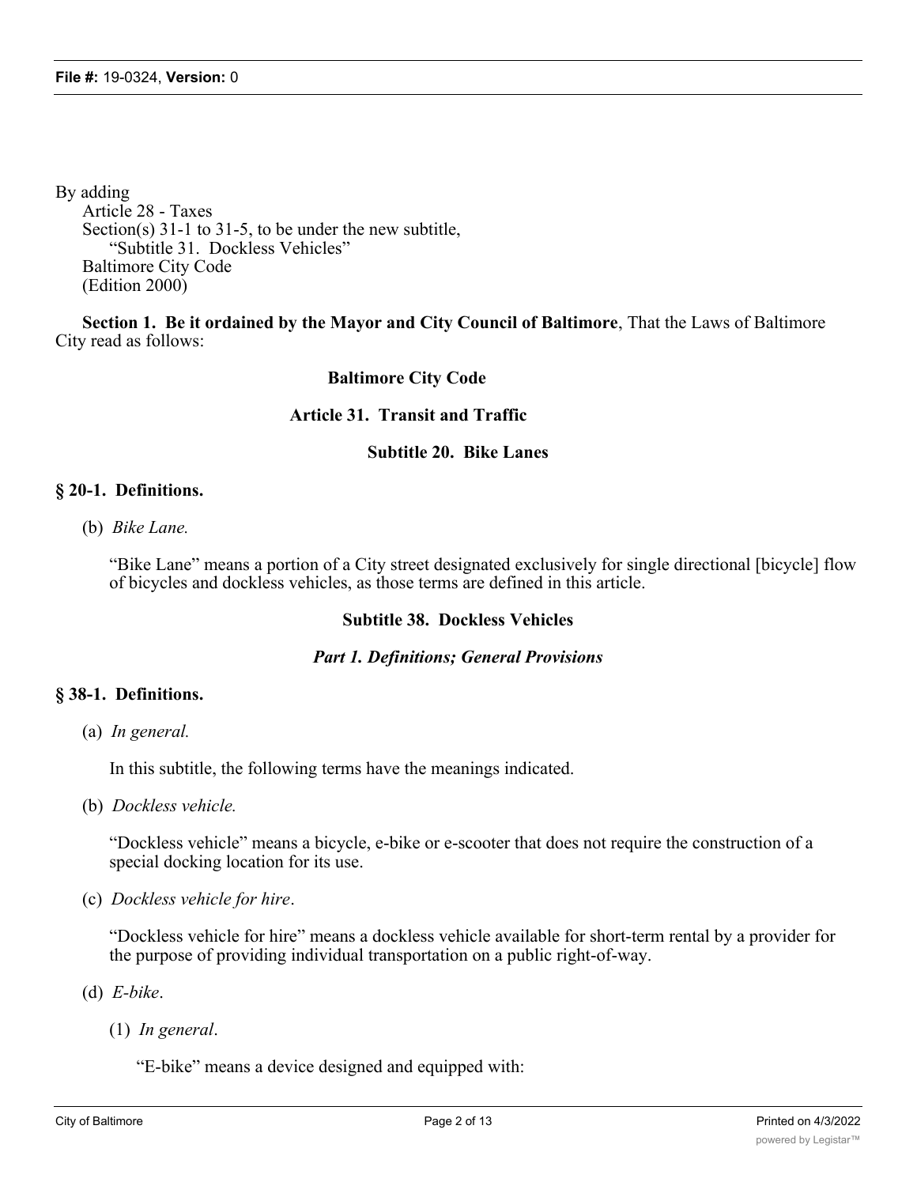By adding
Article 28 - Taxes
Section(s) 31-1 to 31-5, to be under the new subtitle,
"Subtitle 31. Dockless Vehicles"
Baltimore City Code
(Edition 2000)

**Section 1. Be it ordained by the Mayor and City Council of Baltimore**, That the Laws of Baltimore City read as follows:

**Baltimore City Code**

**Article 31. Transit and Traffic**

**Subtitle 20. Bike Lanes**

**§ 20-1. Definitions.**

(b) *Bike Lane.*

"Bike Lane" means a portion of a City street designated exclusively for single directional [bicycle] flow of bicycles and dockless vehicles, as those terms are defined in this article.

**Subtitle 38. Dockless Vehicles**

***Part 1. Definitions; General Provisions***

**§ 38-1. Definitions.**

(a) *In general.*

In this subtitle, the following terms have the meanings indicated.

(b) *Dockless vehicle.*

"Dockless vehicle" means a bicycle, e-bike or e-scooter that does not require the construction of a special docking location for its use.

(c) *Dockless vehicle for hire*.

"Dockless vehicle for hire" means a dockless vehicle available for short-term rental by a provider for the purpose of providing individual transportation on a public right-of-way.

(d) *E-bike*.

(1) *In general*.

"E-bike" means a device designed and equipped with: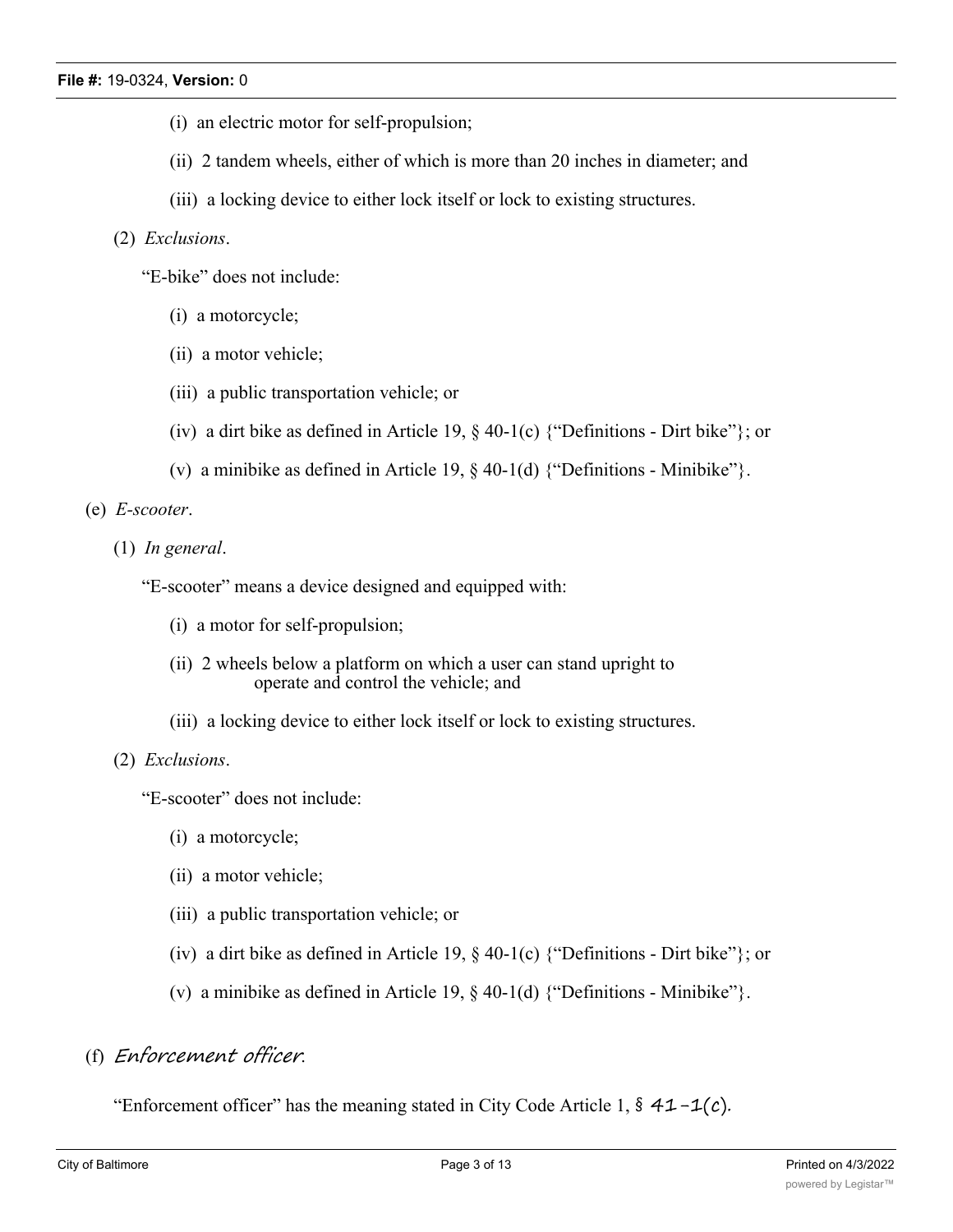(i) an electric motor for self-propulsion;

(ii) 2 tandem wheels, either of which is more than 20 inches in diameter; and

(iii) a locking device to either lock itself or lock to existing structures.

(2) *Exclusions*.

"E-bike" does not include:

(i) a motorcycle;

(ii) a motor vehicle;

(iii) a public transportation vehicle; or

(iv) a dirt bike as defined in Article 19, § 40-1(c) {"Definitions - Dirt bike"}; or

(v) a minibike as defined in Article 19, § 40-1(d) {"Definitions - Minibike"}.

(e) *E-scooter*.

(1) *In general*.

"E-scooter" means a device designed and equipped with:

(i) a motor for self-propulsion;

(ii) 2 wheels below a platform on which a user can stand upright to operate and control the vehicle; and

(iii) a locking device to either lock itself or lock to existing structures.

(2) *Exclusions*.

"E-scooter" does not include:

(i) a motorcycle;

(ii) a motor vehicle;

(iii) a public transportation vehicle; or

(iv) a dirt bike as defined in Article 19, § 40-1(c) {"Definitions - Dirt bike"}; or

(v) a minibike as defined in Article 19, § 40-1(d) {"Definitions - Minibike"}.

(f) *Enforcement officer*.

"Enforcement officer" has the meaning stated in City Code Article 1, § 41-1(c).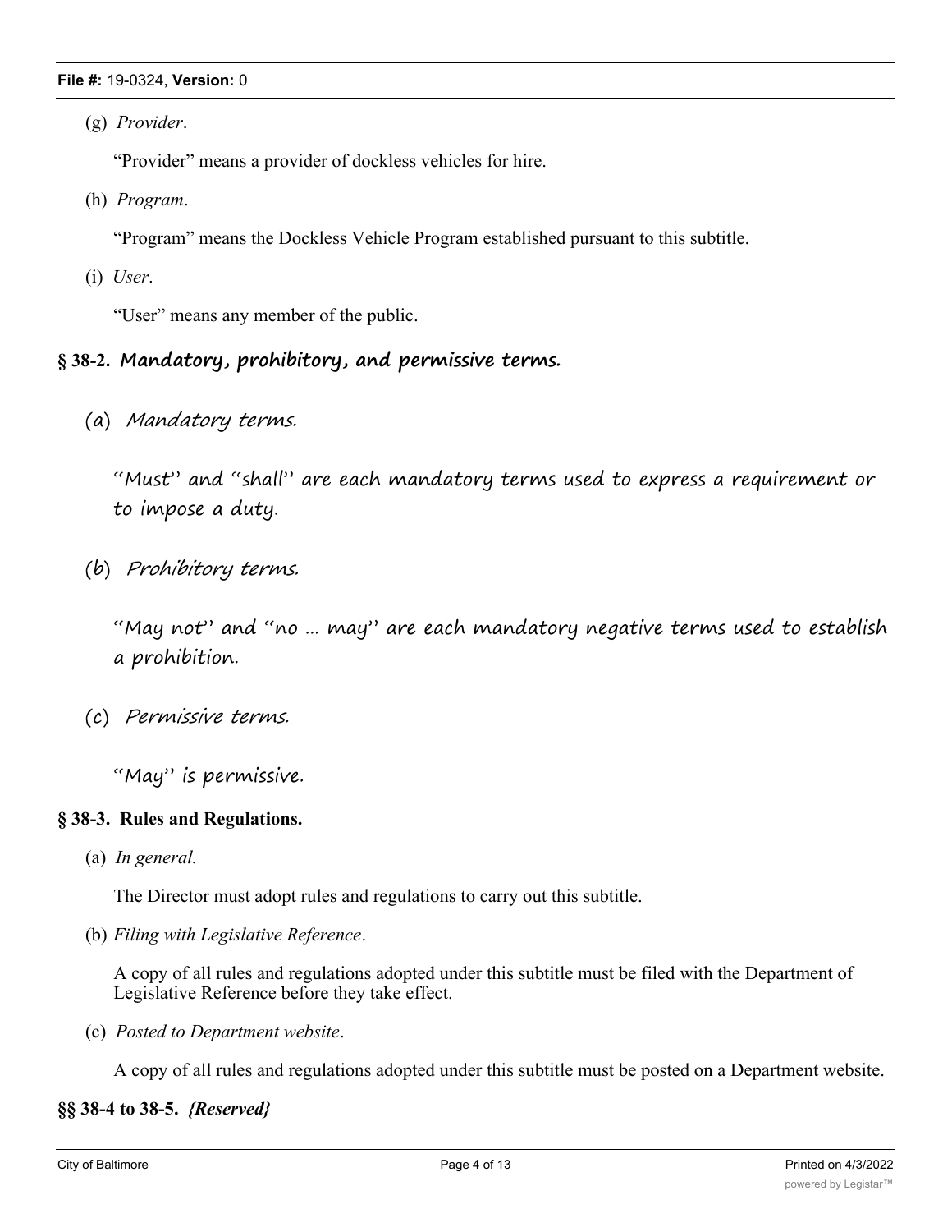(g) *Provider*.

"Provider" means a provider of dockless vehicles for hire.

(h) *Program*.

"Program" means the Dockless Vehicle Program established pursuant to this subtitle.

(i) *User*.

"User" means any member of the public.

## § 38-2. Mandatory, prohibitory, and permissive terms.

(a) *Mandatory terms.*

"Must" and "shall" are each mandatory terms used to express a requirement or to impose a duty.

(b) *Prohibitory terms.*

"May not" and "no ... may" are each mandatory negative terms used to establish a prohibition.

(c) *Permissive terms.*

"May" is permissive.

## § 38-3. Rules and Regulations.

(a) *In general.*

The Director must adopt rules and regulations to carry out this subtitle.

(b) *Filing with Legislative Reference*.

A copy of all rules and regulations adopted under this subtitle must be filed with the Department of Legislative Reference before they take effect.

(c) *Posted to Department website*.

A copy of all rules and regulations adopted under this subtitle must be posted on a Department website.

## §§ 38-4 to 38-5. *{Reserved}*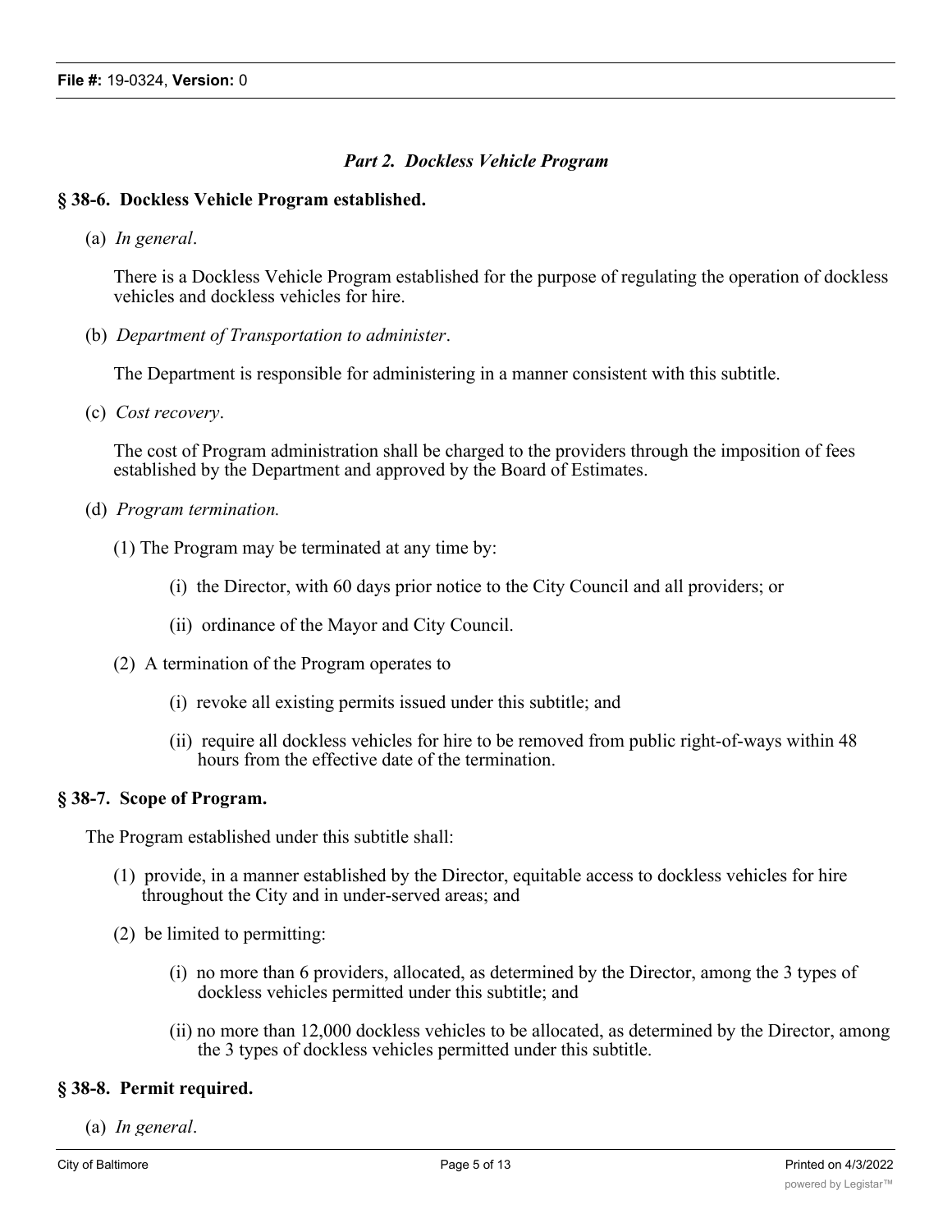*Part 2. Dockless Vehicle Program*

**§ 38-6. Dockless Vehicle Program established.**

(a) *In general*.

There is a Dockless Vehicle Program established for the purpose of regulating the operation of dockless vehicles and dockless vehicles for hire.

(b) *Department of Transportation to administer*.

The Department is responsible for administering in a manner consistent with this subtitle.

(c) *Cost recovery*.

The cost of Program administration shall be charged to the providers through the imposition of fees established by the Department and approved by the Board of Estimates.

(d) *Program termination.*

(1) The Program may be terminated at any time by:

(i) the Director, with 60 days prior notice to the City Council and all providers; or

(ii) ordinance of the Mayor and City Council.

(2) A termination of the Program operates to

(i) revoke all existing permits issued under this subtitle; and

(ii) require all dockless vehicles for hire to be removed from public right-of-ways within 48 hours from the effective date of the termination.

**§ 38-7. Scope of Program.**

The Program established under this subtitle shall:

(1) provide, in a manner established by the Director, equitable access to dockless vehicles for hire throughout the City and in under-served areas; and

(2) be limited to permitting:

(i) no more than 6 providers, allocated, as determined by the Director, among the 3 types of dockless vehicles permitted under this subtitle; and

(ii) no more than 12,000 dockless vehicles to be allocated, as determined by the Director, among the 3 types of dockless vehicles permitted under this subtitle.

**§ 38-8. Permit required.**

(a) *In general*.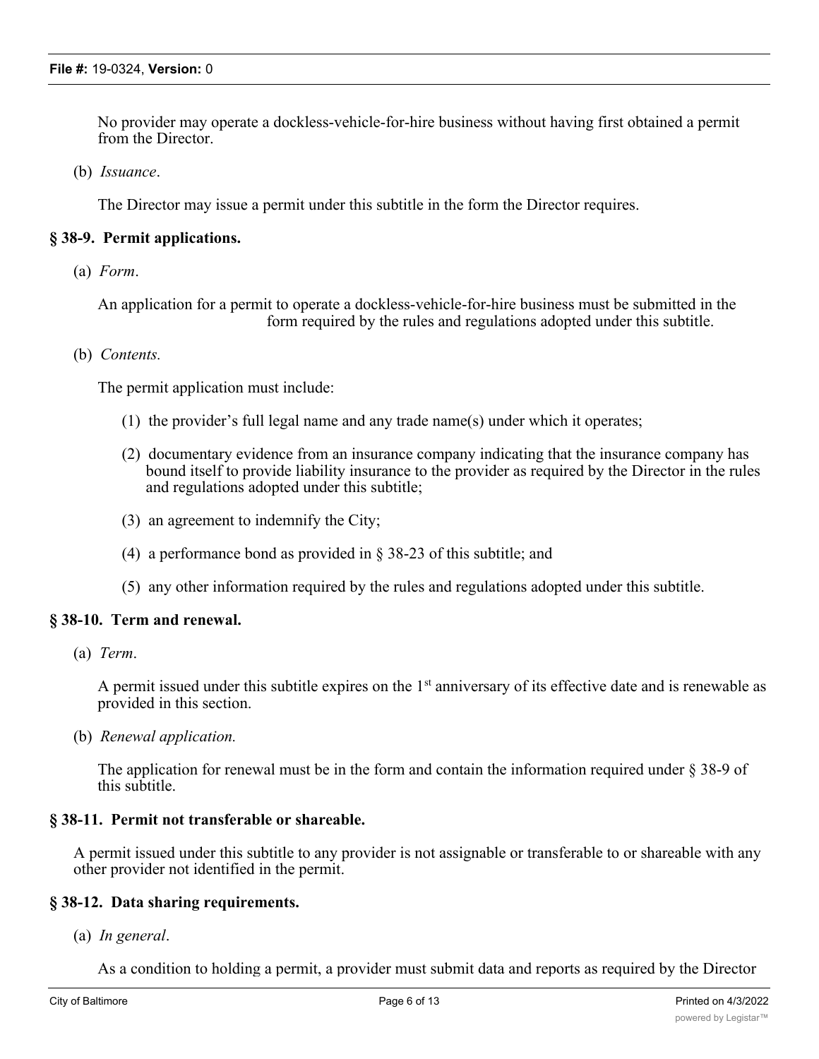No provider may operate a dockless-vehicle-for-hire business without having first obtained a permit from the Director.

(b) *Issuance*.

The Director may issue a permit under this subtitle in the form the Director requires.

### § 38-9. Permit applications.

(a) *Form*.

An application for a permit to operate a dockless-vehicle-for-hire business must be submitted in the form required by the rules and regulations adopted under this subtitle.

(b) *Contents.*

The permit application must include:

(1) the provider's full legal name and any trade name(s) under which it operates;

(2) documentary evidence from an insurance company indicating that the insurance company has bound itself to provide liability insurance to the provider as required by the Director in the rules and regulations adopted under this subtitle;

(3) an agreement to indemnify the City;

(4) a performance bond as provided in § 38-23 of this subtitle; and

(5) any other information required by the rules and regulations adopted under this subtitle.

### § 38-10. Term and renewal.

(a) *Term*.

A permit issued under this subtitle expires on the 1st anniversary of its effective date and is renewable as provided in this section.

(b) *Renewal application.*

The application for renewal must be in the form and contain the information required under § 38-9 of this subtitle.

### § 38-11. Permit not transferable or shareable.

A permit issued under this subtitle to any provider is not assignable or transferable to or shareable with any other provider not identified in the permit.

### § 38-12. Data sharing requirements.

(a) *In general*.

As a condition to holding a permit, a provider must submit data and reports as required by the Director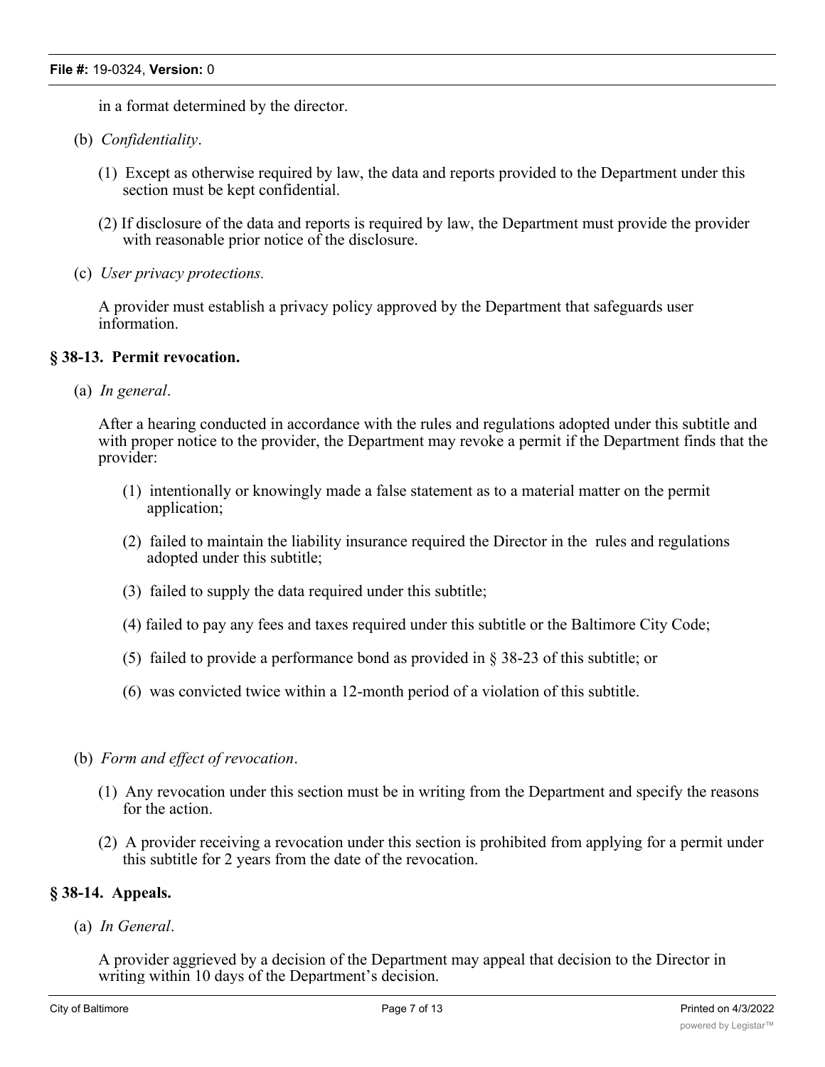in a format determined by the director.

(b) *Confidentiality*.

(1) Except as otherwise required by law, the data and reports provided to the Department under this section must be kept confidential.

(2) If disclosure of the data and reports is required by law, the Department must provide the provider with reasonable prior notice of the disclosure.

(c) *User privacy protections.*

A provider must establish a privacy policy approved by the Department that safeguards user information.

**§ 38-13. Permit revocation.**

(a) *In general*.

After a hearing conducted in accordance with the rules and regulations adopted under this subtitle and with proper notice to the provider, the Department may revoke a permit if the Department finds that the provider:

(1) intentionally or knowingly made a false statement as to a material matter on the permit application;

(2) failed to maintain the liability insurance required the Director in the rules and regulations adopted under this subtitle;

(3) failed to supply the data required under this subtitle;

(4) failed to pay any fees and taxes required under this subtitle or the Baltimore City Code;

(5) failed to provide a performance bond as provided in § 38-23 of this subtitle; or

(6) was convicted twice within a 12-month period of a violation of this subtitle.

(b) *Form and effect of revocation*.

(1) Any revocation under this section must be in writing from the Department and specify the reasons for the action.

(2) A provider receiving a revocation under this section is prohibited from applying for a permit under this subtitle for 2 years from the date of the revocation.

**§ 38-14. Appeals.**

(a) *In General*.

A provider aggrieved by a decision of the Department may appeal that decision to the Director in writing within 10 days of the Department's decision.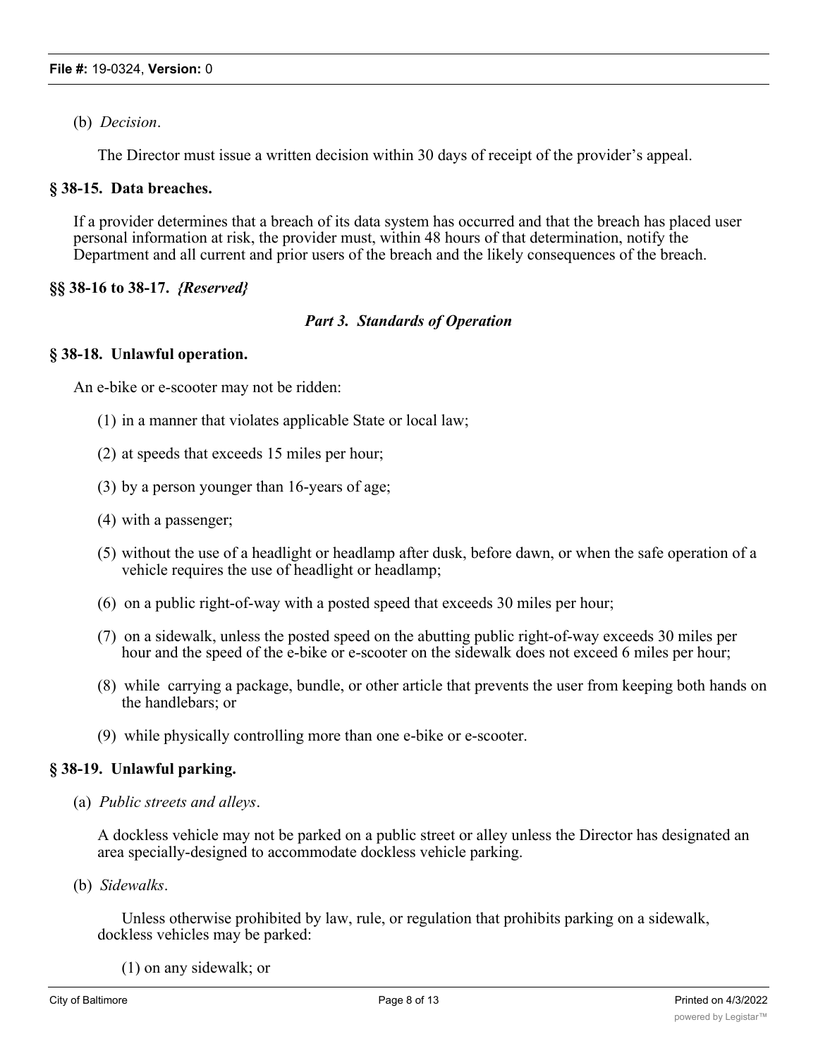(b) *Decision*.

The Director must issue a written decision within 30 days of receipt of the provider's appeal.

### § 38-15. Data breaches.

If a provider determines that a breach of its data system has occurred and that the breach has placed user personal information at risk, the provider must, within 48 hours of that determination, notify the Department and all current and prior users of the breach and the likely consequences of the breach.

### §§ 38-16 to 38-17. *{Reserved}*

## *Part 3. Standards of Operation*

### § 38-18. Unlawful operation.

An e-bike or e-scooter may not be ridden:

(1) in a manner that violates applicable State or local law;

(2) at speeds that exceeds 15 miles per hour;

(3) by a person younger than 16-years of age;

(4) with a passenger;

(5) without the use of a headlight or headlamp after dusk, before dawn, or when the safe operation of a vehicle requires the use of headlight or headlamp;

(6) on a public right-of-way with a posted speed that exceeds 30 miles per hour;

(7) on a sidewalk, unless the posted speed on the abutting public right-of-way exceeds 30 miles per hour and the speed of the e-bike or e-scooter on the sidewalk does not exceed 6 miles per hour;

(8) while carrying a package, bundle, or other article that prevents the user from keeping both hands on the handlebars; or

(9) while physically controlling more than one e-bike or e-scooter.

### § 38-19. Unlawful parking.

(a) *Public streets and alleys*.

A dockless vehicle may not be parked on a public street or alley unless the Director has designated an area specially-designed to accommodate dockless vehicle parking.

(b) *Sidewalks*.

Unless otherwise prohibited by law, rule, or regulation that prohibits parking on a sidewalk, dockless vehicles may be parked:

(1) on any sidewalk; or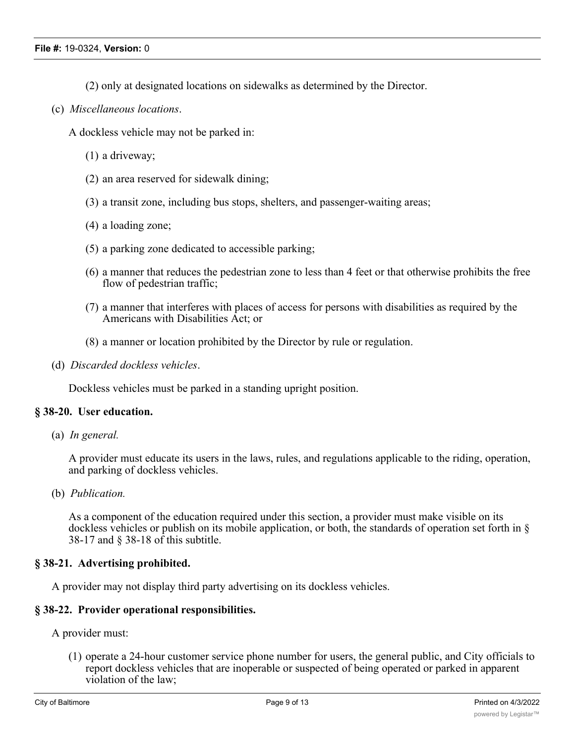(2) only at designated locations on sidewalks as determined by the Director.

(c) *Miscellaneous locations*.

A dockless vehicle may not be parked in:

(1) a driveway;

(2) an area reserved for sidewalk dining;

(3) a transit zone, including bus stops, shelters, and passenger-waiting areas;

(4) a loading zone;

(5) a parking zone dedicated to accessible parking;

(6) a manner that reduces the pedestrian zone to less than 4 feet or that otherwise prohibits the free flow of pedestrian traffic;

(7) a manner that interferes with places of access for persons with disabilities as required by the Americans with Disabilities Act; or

(8) a manner or location prohibited by the Director by rule or regulation.

(d) *Discarded dockless vehicles*.

Dockless vehicles must be parked in a standing upright position.

### § 38-20. User education.

(a) *In general.*

A provider must educate its users in the laws, rules, and regulations applicable to the riding, operation, and parking of dockless vehicles.

(b) *Publication.*

As a component of the education required under this section, a provider must make visible on its dockless vehicles or publish on its mobile application, or both, the standards of operation set forth in § 38-17 and § 38-18 of this subtitle.

### § 38-21. Advertising prohibited.

A provider may not display third party advertising on its dockless vehicles.

### § 38-22. Provider operational responsibilities.

A provider must:

(1) operate a 24-hour customer service phone number for users, the general public, and City officials to report dockless vehicles that are inoperable or suspected of being operated or parked in apparent violation of the law;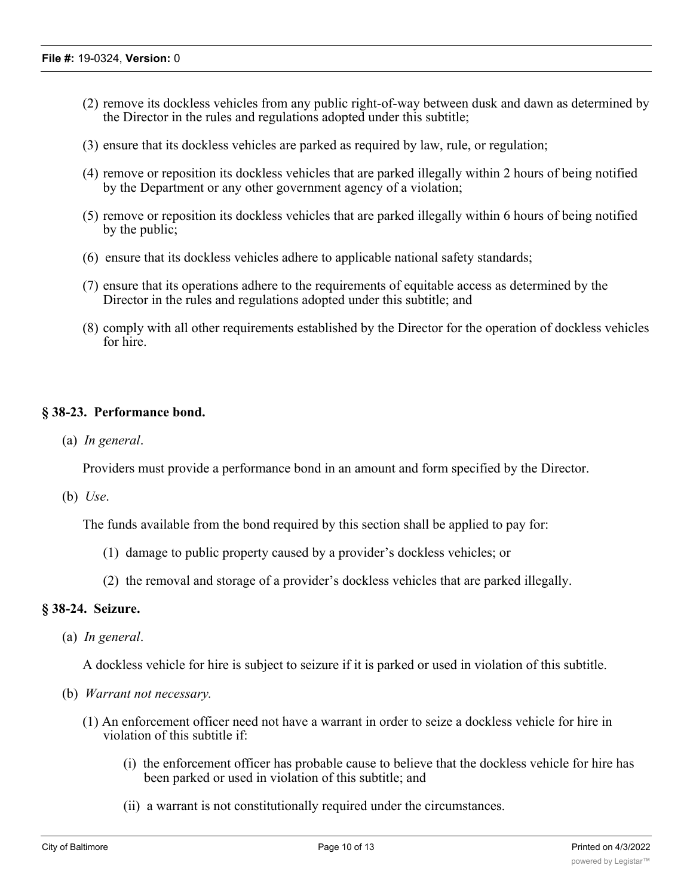(2) remove its dockless vehicles from any public right-of-way between dusk and dawn as determined by the Director in the rules and regulations adopted under this subtitle;

(3) ensure that its dockless vehicles are parked as required by law, rule, or regulation;

(4) remove or reposition its dockless vehicles that are parked illegally within 2 hours of being notified by the Department or any other government agency of a violation;

(5) remove or reposition its dockless vehicles that are parked illegally within 6 hours of being notified by the public;

(6) ensure that its dockless vehicles adhere to applicable national safety standards;

(7) ensure that its operations adhere to the requirements of equitable access as determined by the Director in the rules and regulations adopted under this subtitle; and

(8) comply with all other requirements established by the Director for the operation of dockless vehicles for hire.

### § 38-23. Performance bond.

(a) *In general*.

Providers must provide a performance bond in an amount and form specified by the Director.

(b) *Use*.

The funds available from the bond required by this section shall be applied to pay for:

(1) damage to public property caused by a provider's dockless vehicles; or

(2) the removal and storage of a provider's dockless vehicles that are parked illegally.

### § 38-24. Seizure.

(a) *In general*.

A dockless vehicle for hire is subject to seizure if it is parked or used in violation of this subtitle.

(b) *Warrant not necessary.*

(1) An enforcement officer need not have a warrant in order to seize a dockless vehicle for hire in violation of this subtitle if:

(i) the enforcement officer has probable cause to believe that the dockless vehicle for hire has been parked or used in violation of this subtitle; and

(ii) a warrant is not constitutionally required under the circumstances.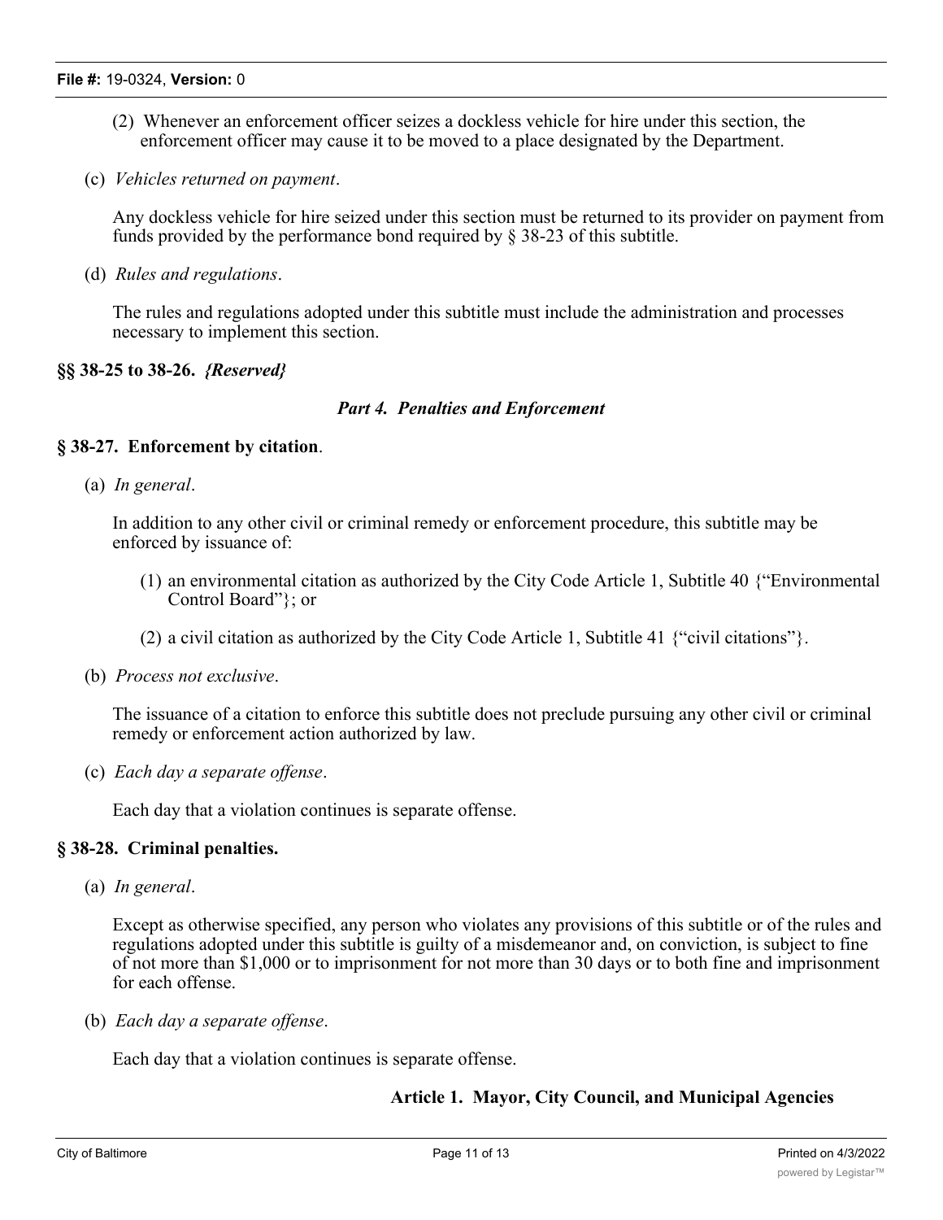(2) Whenever an enforcement officer seizes a dockless vehicle for hire under this section, the enforcement officer may cause it to be moved to a place designated by the Department.

(c) *Vehicles returned on payment*.

Any dockless vehicle for hire seized under this section must be returned to its provider on payment from funds provided by the performance bond required by § 38-23 of this subtitle.

(d) *Rules and regulations*.

The rules and regulations adopted under this subtitle must include the administration and processes necessary to implement this section.

**§§ 38-25 to 38-26.** ***{Reserved}***

***Part 4. Penalties and Enforcement***

**§ 38-27. Enforcement by citation**.

(a) *In general*.

In addition to any other civil or criminal remedy or enforcement procedure, this subtitle may be enforced by issuance of:

(1) an environmental citation as authorized by the City Code Article 1, Subtitle 40 {"Environmental Control Board"}; or

(2) a civil citation as authorized by the City Code Article 1, Subtitle 41 {"civil citations"}.

(b) *Process not exclusive*.

The issuance of a citation to enforce this subtitle does not preclude pursuing any other civil or criminal remedy or enforcement action authorized by law.

(c) *Each day a separate offense*.

Each day that a violation continues is separate offense.

**§ 38-28. Criminal penalties.**

(a) *In general*.

Except as otherwise specified, any person who violates any provisions of this subtitle or of the rules and regulations adopted under this subtitle is guilty of a misdemeanor and, on conviction, is subject to fine of not more than $1,000 or to imprisonment for not more than 30 days or to both fine and imprisonment for each offense.

(b) *Each day a separate offense*.

Each day that a violation continues is separate offense.

**Article 1. Mayor, City Council, and Municipal Agencies**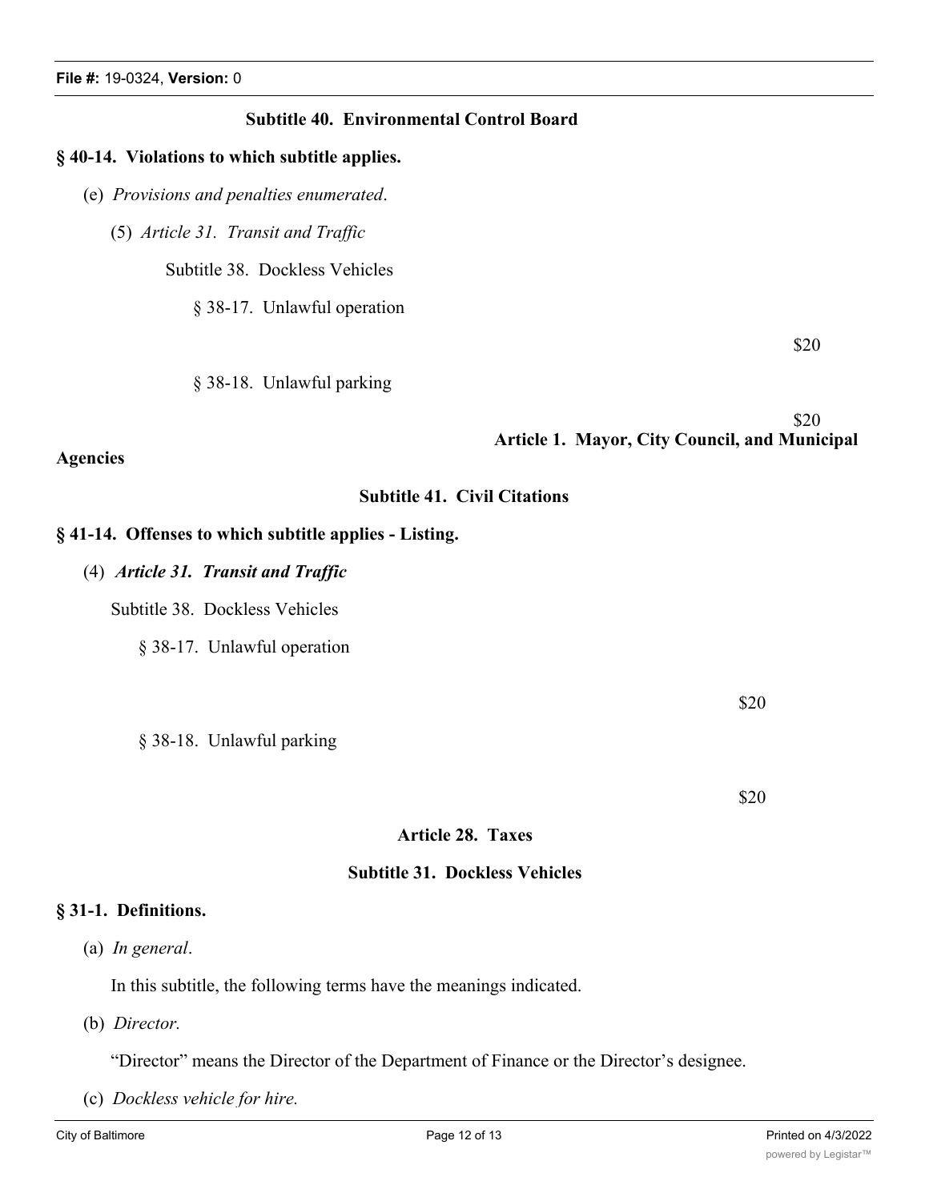**Subtitle 40. Environmental Control Board**

**§ 40-14. Violations to which subtitle applies.**

(e) *Provisions and penalties enumerated*.

(5) *Article 31. Transit and Traffic*

Subtitle 38. Dockless Vehicles

§ 38-17. Unlawful operation

$20

§ 38-18. Unlawful parking

$20

**Article 1. Mayor, City Council, and Municipal Agencies**

**Subtitle 41. Civil Citations**

**§ 41-14. Offenses to which subtitle applies - Listing.**

(4) ***Article 31. Transit and Traffic***

Subtitle 38. Dockless Vehicles

§ 38-17. Unlawful operation

$20

§ 38-18. Unlawful parking

$20

**Article 28. Taxes**

**Subtitle 31. Dockless Vehicles**

**§ 31-1. Definitions.**

(a) *In general*.

In this subtitle, the following terms have the meanings indicated.

(b) *Director.*

"Director" means the Director of the Department of Finance or the Director's designee.

(c) *Dockless vehicle for hire.*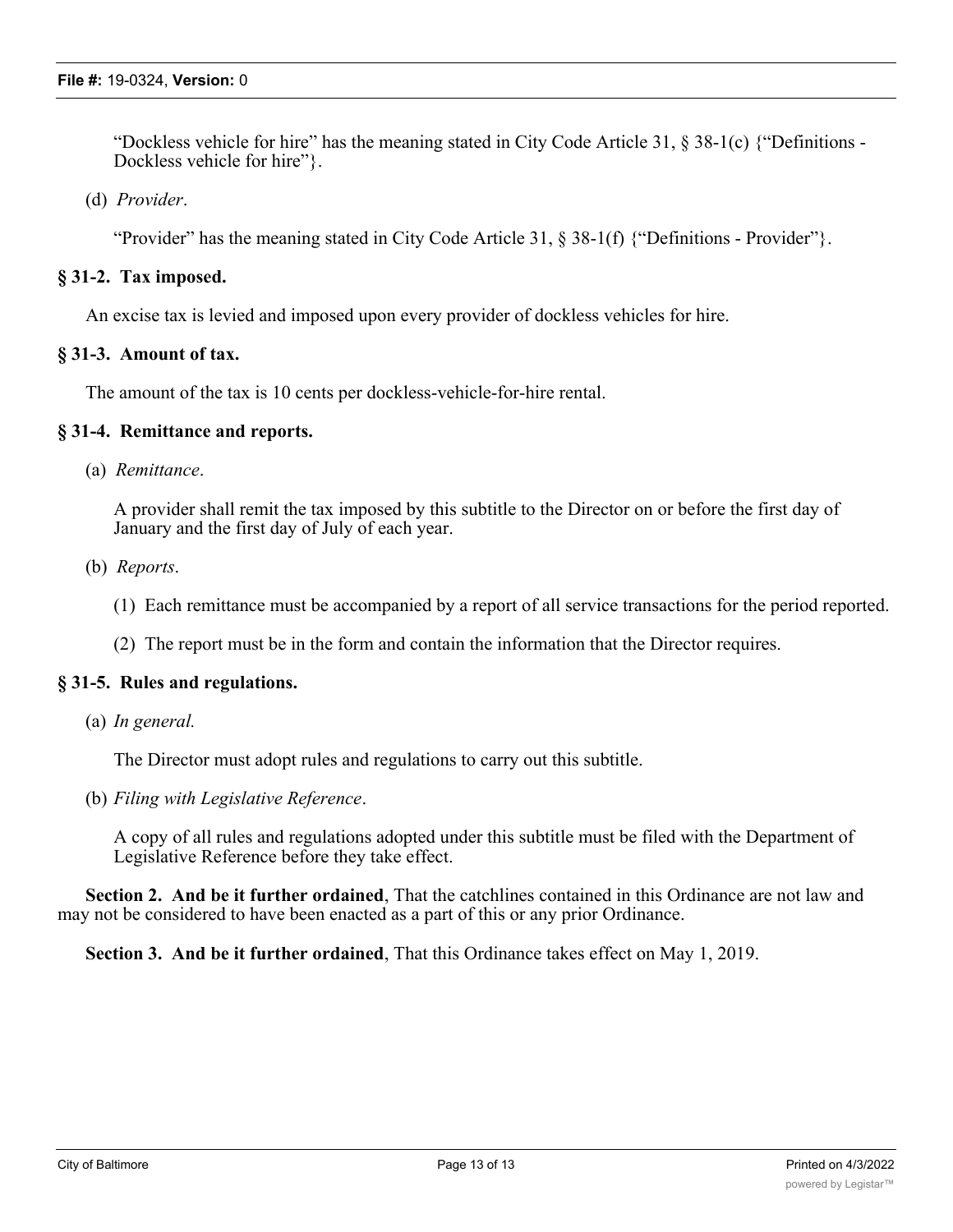"Dockless vehicle for hire" has the meaning stated in City Code Article 31, § 38-1(c) {"Definitions - Dockless vehicle for hire"}.

(d) *Provider*.

"Provider" has the meaning stated in City Code Article 31, § 38-1(f) {"Definitions - Provider"}.

**§ 31-2. Tax imposed.**

An excise tax is levied and imposed upon every provider of dockless vehicles for hire.

**§ 31-3. Amount of tax.**

The amount of the tax is 10 cents per dockless-vehicle-for-hire rental.

**§ 31-4. Remittance and reports.**

(a) *Remittance*.

A provider shall remit the tax imposed by this subtitle to the Director on or before the first day of January and the first day of July of each year.

(b) *Reports*.

(1) Each remittance must be accompanied by a report of all service transactions for the period reported.

(2) The report must be in the form and contain the information that the Director requires.

**§ 31-5. Rules and regulations.**

(a) *In general.*

The Director must adopt rules and regulations to carry out this subtitle.

(b) *Filing with Legislative Reference*.

A copy of all rules and regulations adopted under this subtitle must be filed with the Department of Legislative Reference before they take effect.

**Section 2. And be it further ordained**, That the catchlines contained in this Ordinance are not law and may not be considered to have been enacted as a part of this or any prior Ordinance.

**Section 3. And be it further ordained**, That this Ordinance takes effect on May 1, 2019.